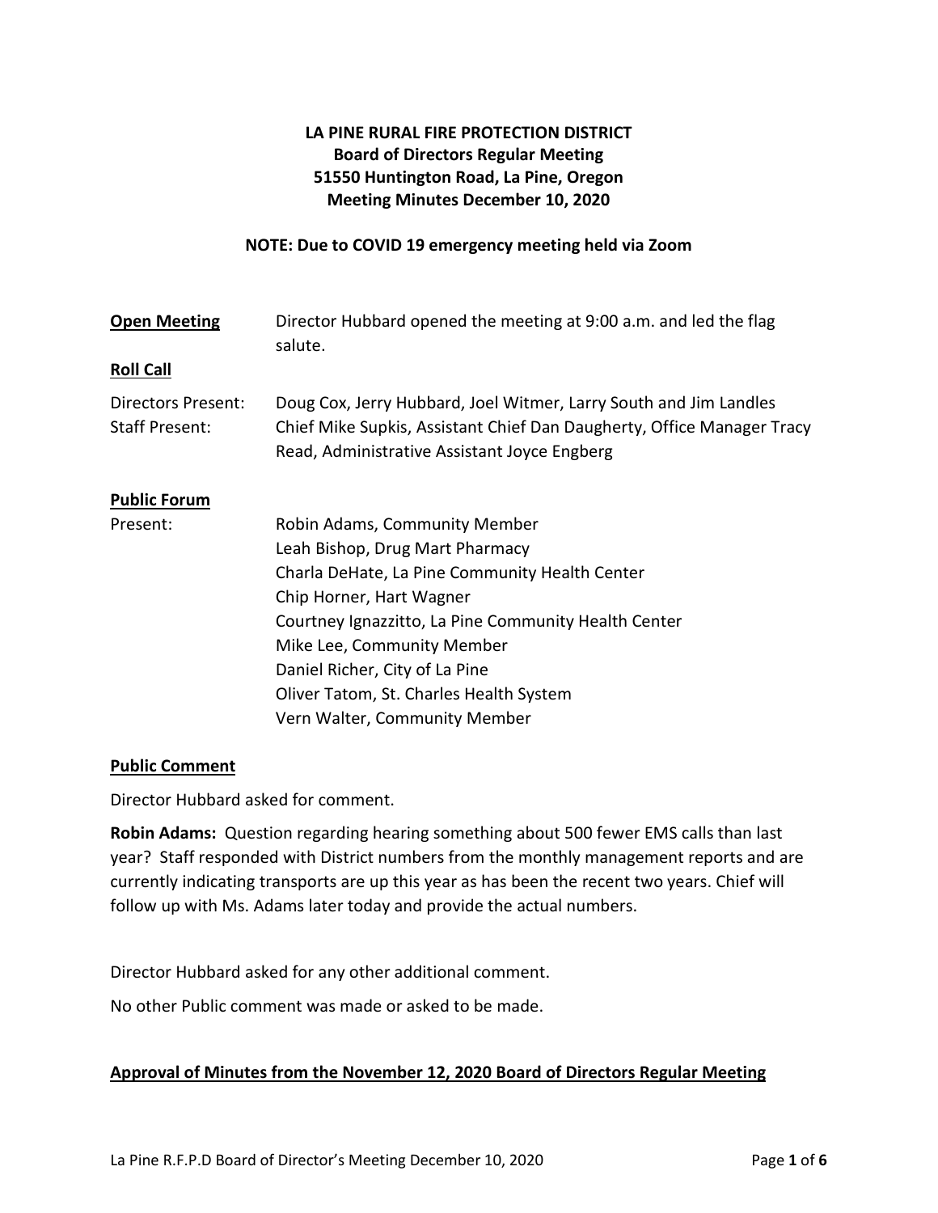# LA PINE RURAL FIRE PROTECTION DISTRICT
## Board of Directors Regular Meeting
## 51550 Huntington Road, La Pine, Oregon
## Meeting Minutes December 10, 2020

**NOTE: Due to COVID 19 emergency meeting held via Zoom**

**Open Meeting** Director Hubbard opened the meeting at 9:00 a.m. and led the flag salute.

**Roll Call**

Directors Present: Doug Cox, Jerry Hubbard, Joel Witmer, Larry South and Jim Landles

Staff Present: Chief Mike Supkis, Assistant Chief Dan Daugherty, Office Manager Tracy Read, Administrative Assistant Joyce Engberg

**Public Forum**

Present:
- Robin Adams, Community Member
- Leah Bishop, Drug Mart Pharmacy
- Charla DeHate, La Pine Community Health Center
- Chip Horner, Hart Wagner
- Courtney Ignazzitto, La Pine Community Health Center
- Mike Lee, Community Member
- Daniel Richer, City of La Pine
- Oliver Tatom, St. Charles Health System
- Vern Walter, Community Member

**Public Comment**

Director Hubbard asked for comment.

**Robin Adams:** Question regarding hearing something about 500 fewer EMS calls than last year? Staff responded with District numbers from the monthly management reports and are currently indicating transports are up this year as has been the recent two years. Chief will follow up with Ms. Adams later today and provide the actual numbers.

Director Hubbard asked for any other additional comment.

No other Public comment was made or asked to be made.

**Approval of Minutes from the November 12, 2020 Board of Directors Regular Meeting**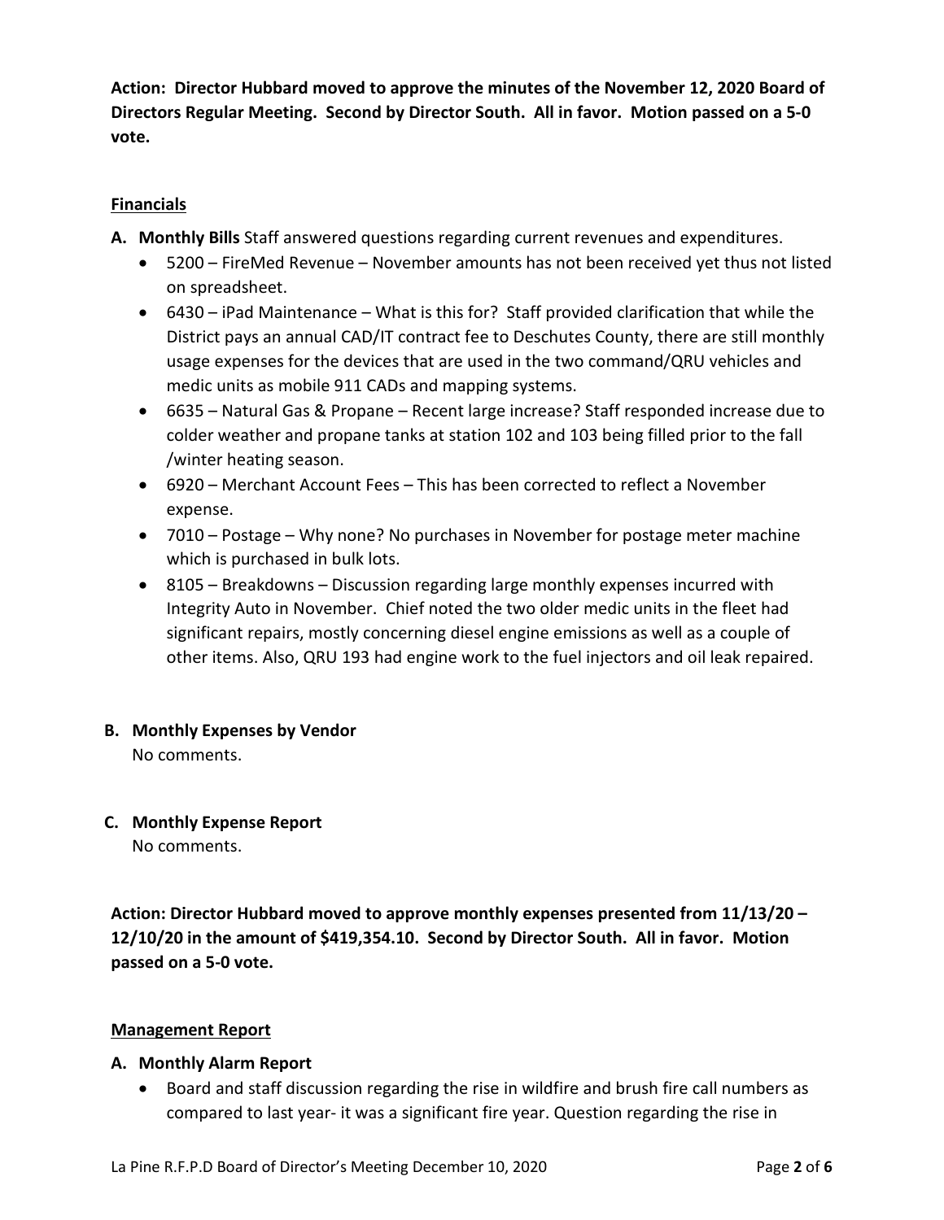**Action: Director Hubbard moved to approve the minutes of the November 12, 2020 Board of Directors Regular Meeting. Second by Director South. All in favor. Motion passed on a 5-0 vote.**

## Financials

**A. Monthly Bills** Staff answered questions regarding current revenues and expenditures.

- 5200 – FireMed Revenue – November amounts has not been received yet thus not listed on spreadsheet.
- 6430 – iPad Maintenance – What is this for? Staff provided clarification that while the District pays an annual CAD/IT contract fee to Deschutes County, there are still monthly usage expenses for the devices that are used in the two command/QRU vehicles and medic units as mobile 911 CADs and mapping systems.
- 6635 – Natural Gas & Propane – Recent large increase? Staff responded increase due to colder weather and propane tanks at station 102 and 103 being filled prior to the fall /winter heating season.
- 6920 – Merchant Account Fees – This has been corrected to reflect a November expense.
- 7010 – Postage – Why none? No purchases in November for postage meter machine which is purchased in bulk lots.
- 8105 – Breakdowns – Discussion regarding large monthly expenses incurred with Integrity Auto in November. Chief noted the two older medic units in the fleet had significant repairs, mostly concerning diesel engine emissions as well as a couple of other items. Also, QRU 193 had engine work to the fuel injectors and oil leak repaired.

**B. Monthly Expenses by Vendor**

No comments.

**C. Monthly Expense Report**

No comments.

**Action: Director Hubbard moved to approve monthly expenses presented from 11/13/20 – 12/10/20 in the amount of $419,354.10. Second by Director South. All in favor. Motion passed on a 5-0 vote.**

## Management Report

**A. Monthly Alarm Report**

- Board and staff discussion regarding the rise in wildfire and brush fire call numbers as compared to last year- it was a significant fire year. Question regarding the rise in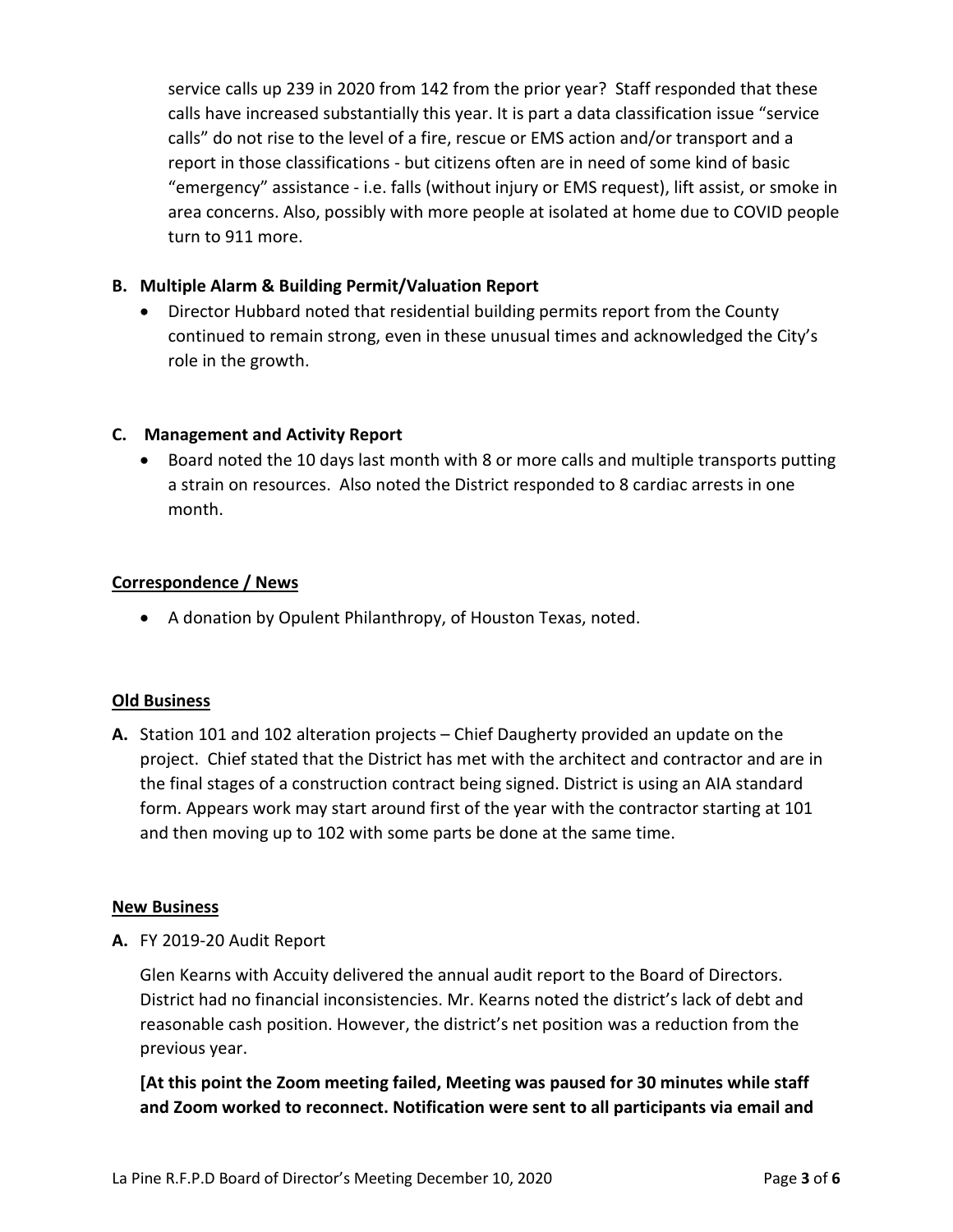service calls up 239 in 2020 from 142 from the prior year? Staff responded that these calls have increased substantially this year. It is part a data classification issue "service calls" do not rise to the level of a fire, rescue or EMS action and/or transport and a report in those classifications - but citizens often are in need of some kind of basic "emergency" assistance - i.e. falls (without injury or EMS request), lift assist, or smoke in area concerns. Also, possibly with more people at isolated at home due to COVID people turn to 911 more.

**B. Multiple Alarm & Building Permit/Valuation Report**

- Director Hubbard noted that residential building permits report from the County continued to remain strong, even in these unusual times and acknowledged the City's role in the growth.

**C. Management and Activity Report**

- Board noted the 10 days last month with 8 or more calls and multiple transports putting a strain on resources. Also noted the District responded to 8 cardiac arrests in one month.

**Correspondence / News**

- A donation by Opulent Philanthropy, of Houston Texas, noted.

**Old Business**

**A.** Station 101 and 102 alteration projects – Chief Daugherty provided an update on the project. Chief stated that the District has met with the architect and contractor and are in the final stages of a construction contract being signed. District is using an AIA standard form. Appears work may start around first of the year with the contractor starting at 101 and then moving up to 102 with some parts be done at the same time.

**New Business**

**A.** FY 2019-20 Audit Report

Glen Kearns with Accuity delivered the annual audit report to the Board of Directors. District had no financial inconsistencies. Mr. Kearns noted the district's lack of debt and reasonable cash position. However, the district's net position was a reduction from the previous year.

**[At this point the Zoom meeting failed, Meeting was paused for 30 minutes while staff and Zoom worked to reconnect. Notification were sent to all participants via email and**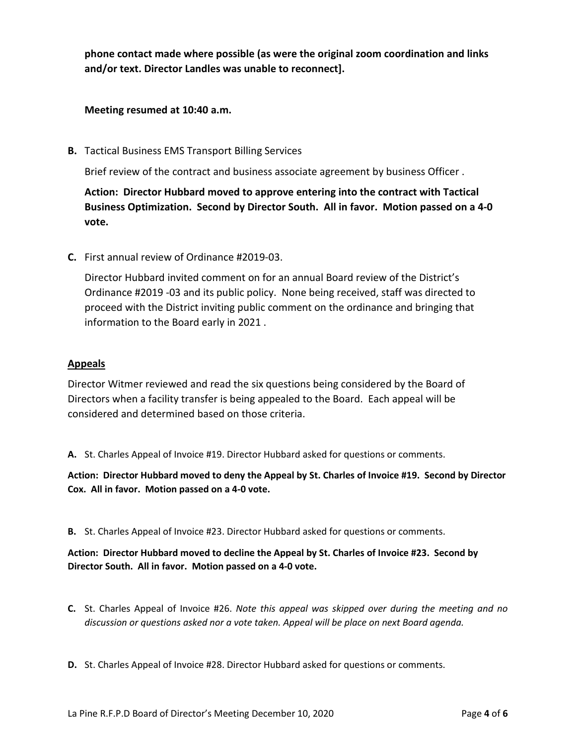**phone contact made where possible (as were the original zoom coordination and links and/or text. Director Landles was unable to reconnect].**

**Meeting resumed at 10:40 a.m.**

**B.** Tactical Business EMS Transport Billing Services

Brief review of the contract and business associate agreement by business Officer .

**Action: Director Hubbard moved to approve entering into the contract with Tactical Business Optimization. Second by Director South. All in favor. Motion passed on a 4-0 vote.**

**C.** First annual review of Ordinance #2019-03.

Director Hubbard invited comment on for an annual Board review of the District's Ordinance #2019 -03 and its public policy. None being received, staff was directed to proceed with the District inviting public comment on the ordinance and bringing that information to the Board early in 2021 .

## Appeals

Director Witmer reviewed and read the six questions being considered by the Board of Directors when a facility transfer is being appealed to the Board. Each appeal will be considered and determined based on those criteria.

**A.** St. Charles Appeal of Invoice #19. Director Hubbard asked for questions or comments.

**Action: Director Hubbard moved to deny the Appeal by St. Charles of Invoice #19. Second by Director Cox. All in favor. Motion passed on a 4-0 vote.**

**B.** St. Charles Appeal of Invoice #23. Director Hubbard asked for questions or comments.

**Action: Director Hubbard moved to decline the Appeal by St. Charles of Invoice #23. Second by Director South. All in favor. Motion passed on a 4-0 vote.**

**C.** St. Charles Appeal of Invoice #26. *Note this appeal was skipped over during the meeting and no discussion or questions asked nor a vote taken. Appeal will be place on next Board agenda.*

**D.** St. Charles Appeal of Invoice #28. Director Hubbard asked for questions or comments.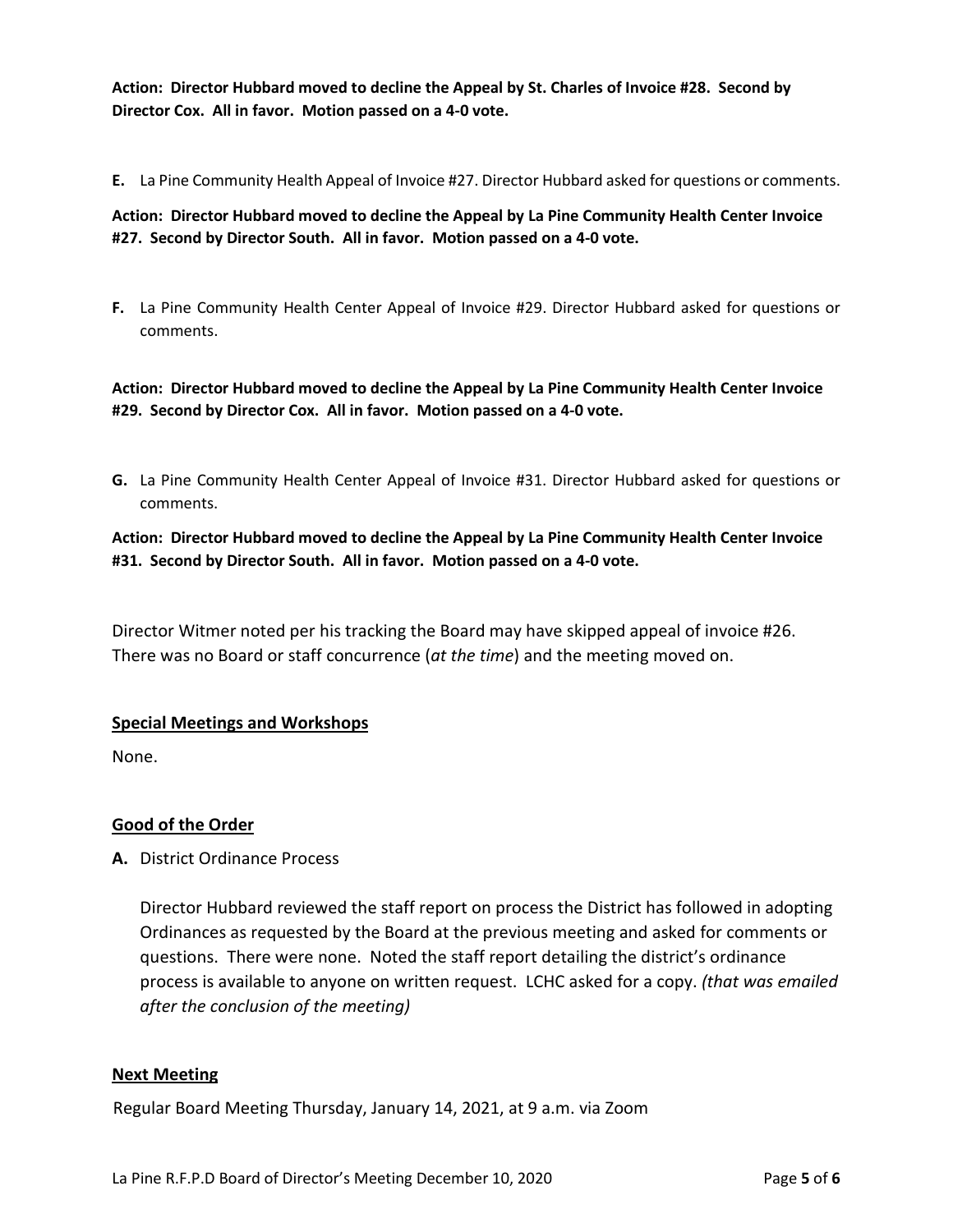**Action: Director Hubbard moved to decline the Appeal by St. Charles of Invoice #28. Second by Director Cox. All in favor. Motion passed on a 4-0 vote.**

**E.** La Pine Community Health Appeal of Invoice #27. Director Hubbard asked for questions or comments.

**Action: Director Hubbard moved to decline the Appeal by La Pine Community Health Center Invoice #27. Second by Director South. All in favor. Motion passed on a 4-0 vote.**

**F.** La Pine Community Health Center Appeal of Invoice #29. Director Hubbard asked for questions or comments.

**Action: Director Hubbard moved to decline the Appeal by La Pine Community Health Center Invoice #29. Second by Director Cox. All in favor. Motion passed on a 4-0 vote.**

**G.** La Pine Community Health Center Appeal of Invoice #31. Director Hubbard asked for questions or comments.

**Action: Director Hubbard moved to decline the Appeal by La Pine Community Health Center Invoice #31. Second by Director South. All in favor. Motion passed on a 4-0 vote.**

Director Witmer noted per his tracking the Board may have skipped appeal of invoice #26. There was no Board or staff concurrence (*at the time*) and the meeting moved on.

## Special Meetings and Workshops

None.

## Good of the Order

**A.** District Ordinance Process

Director Hubbard reviewed the staff report on process the District has followed in adopting Ordinances as requested by the Board at the previous meeting and asked for comments or questions. There were none. Noted the staff report detailing the district's ordinance process is available to anyone on written request. LCHC asked for a copy. *(that was emailed after the conclusion of the meeting)*

## Next Meeting

Regular Board Meeting Thursday, January 14, 2021, at 9 a.m. via Zoom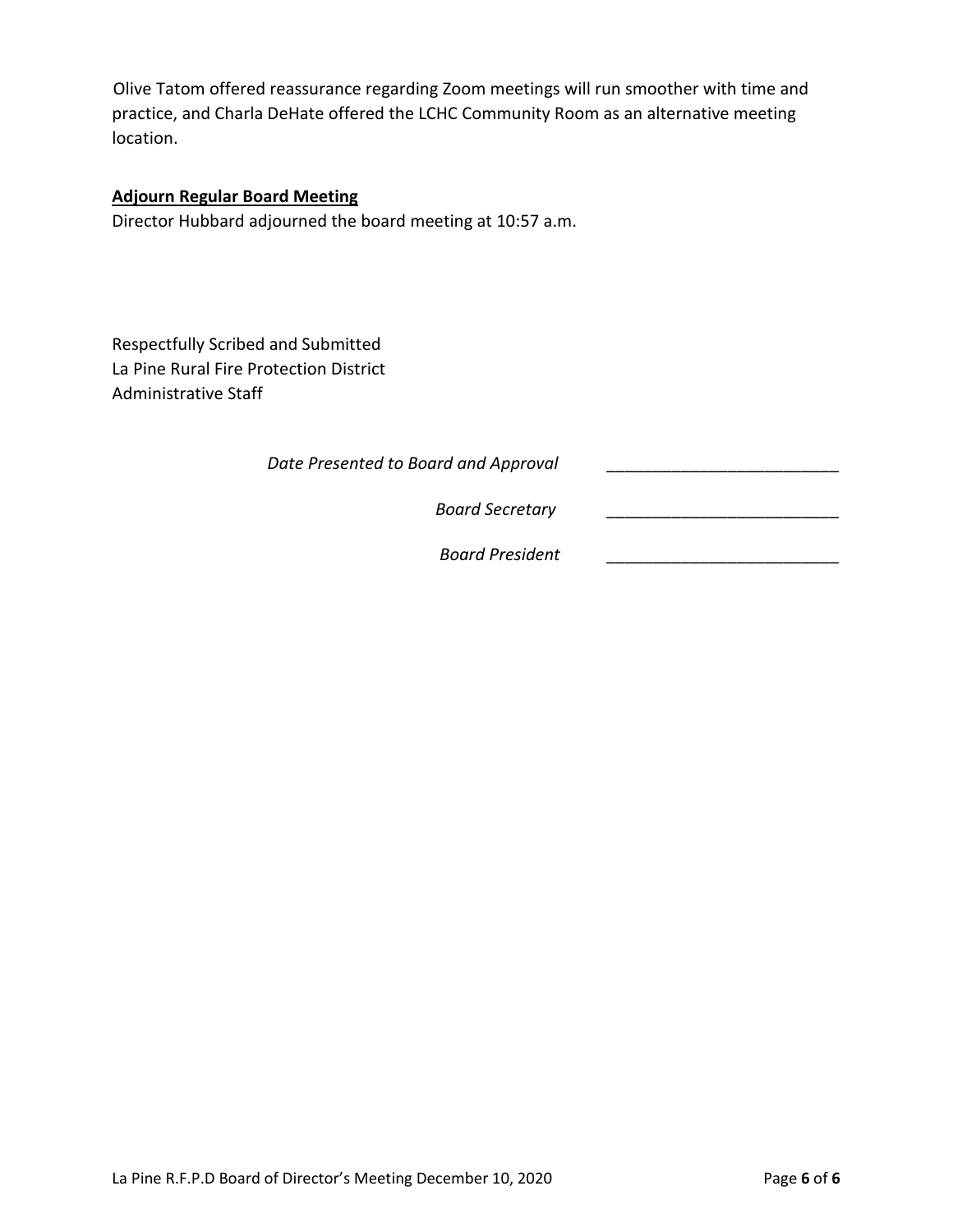Olive Tatom offered reassurance regarding Zoom meetings will run smoother with time and practice, and Charla DeHate offered the LCHC Community Room as an alternative meeting location.

**Adjourn Regular Board Meeting**

Director Hubbard adjourned the board meeting at 10:57 a.m.

Respectfully Scribed and Submitted
La Pine Rural Fire Protection District
Administrative Staff

*Date Presented to Board and Approval* _________________________

*Board Secretary* _________________________

*Board President* _________________________